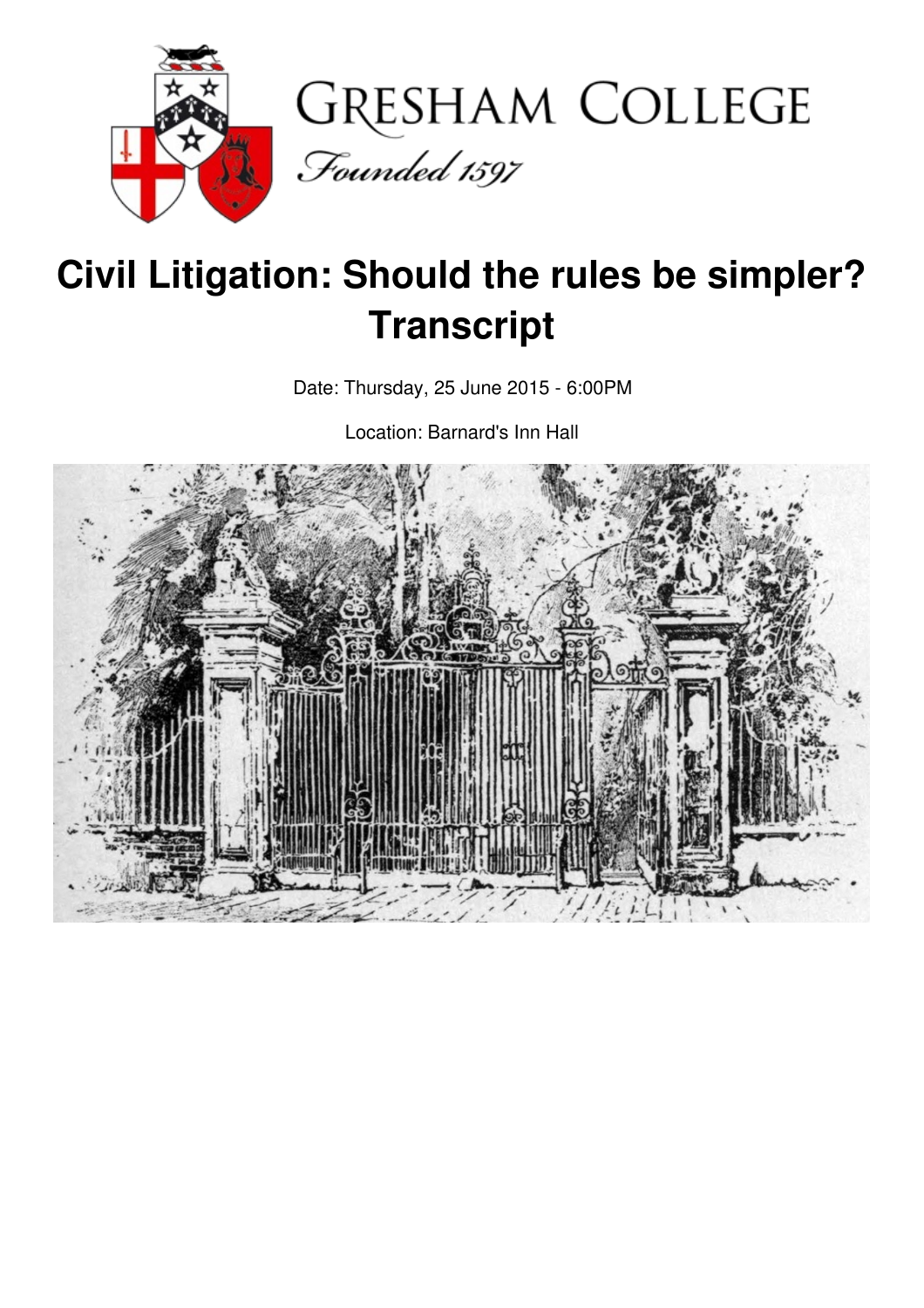# Civil Litigation: Should the rules be simpler? Transcript

Date: Thursday, 25 June 2015 - 6:00PM

Location: Barnard's Inn Hall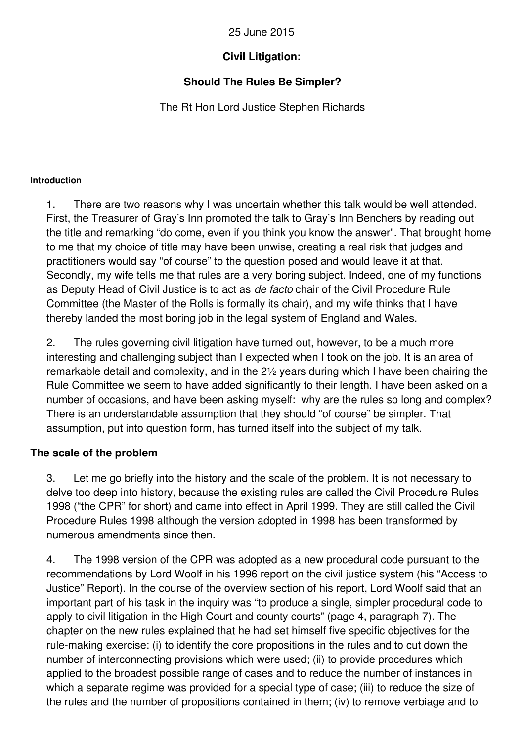25 June 2015

**Civil Litigation:**

**Should The Rules Be Simpler?**

The Rt Hon Lord Justice Stephen Richards

#### Introduction

1. There are two reasons why I was uncertain whether this talk would be well attended. First, the Treasurer of Gray's Inn promoted the talk to Gray's Inn Benchers by reading out the title and remarking "do come, even if you think you know the answer". That brought home to me that my choice of title may have been unwise, creating a real risk that judges and practitioners would say "of course" to the question posed and would leave it at that. Secondly, my wife tells me that rules are a very boring subject. Indeed, one of my functions as Deputy Head of Civil Justice is to act as *de facto* chair of the Civil Procedure Rule Committee (the Master of the Rolls is formally its chair), and my wife thinks that I have thereby landed the most boring job in the legal system of England and Wales.

2. The rules governing civil litigation have turned out, however, to be a much more interesting and challenging subject than I expected when I took on the job. It is an area of remarkable detail and complexity, and in the 2½ years during which I have been chairing the Rule Committee we seem to have added significantly to their length. I have been asked on a number of occasions, and have been asking myself: why are the rules so long and complex? There is an understandable assumption that they should "of course" be simpler. That assumption, put into question form, has turned itself into the subject of my talk.

## The scale of the problem

3. Let me go briefly into the history and the scale of the problem. It is not necessary to delve too deep into history, because the existing rules are called the Civil Procedure Rules 1998 ("the CPR" for short) and came into effect in April 1999. They are still called the Civil Procedure Rules 1998 although the version adopted in 1998 has been transformed by numerous amendments since then.

4. The 1998 version of the CPR was adopted as a new procedural code pursuant to the recommendations by Lord Woolf in his 1996 report on the civil justice system (his "Access to Justice" Report). In the course of the overview section of his report, Lord Woolf said that an important part of his task in the inquiry was "to produce a single, simpler procedural code to apply to civil litigation in the High Court and county courts" (page 4, paragraph 7). The chapter on the new rules explained that he had set himself five specific objectives for the rule-making exercise: (i) to identify the core propositions in the rules and to cut down the number of interconnecting provisions which were used; (ii) to provide procedures which applied to the broadest possible range of cases and to reduce the number of instances in which a separate regime was provided for a special type of case; (iii) to reduce the size of the rules and the number of propositions contained in them; (iv) to remove verbiage and to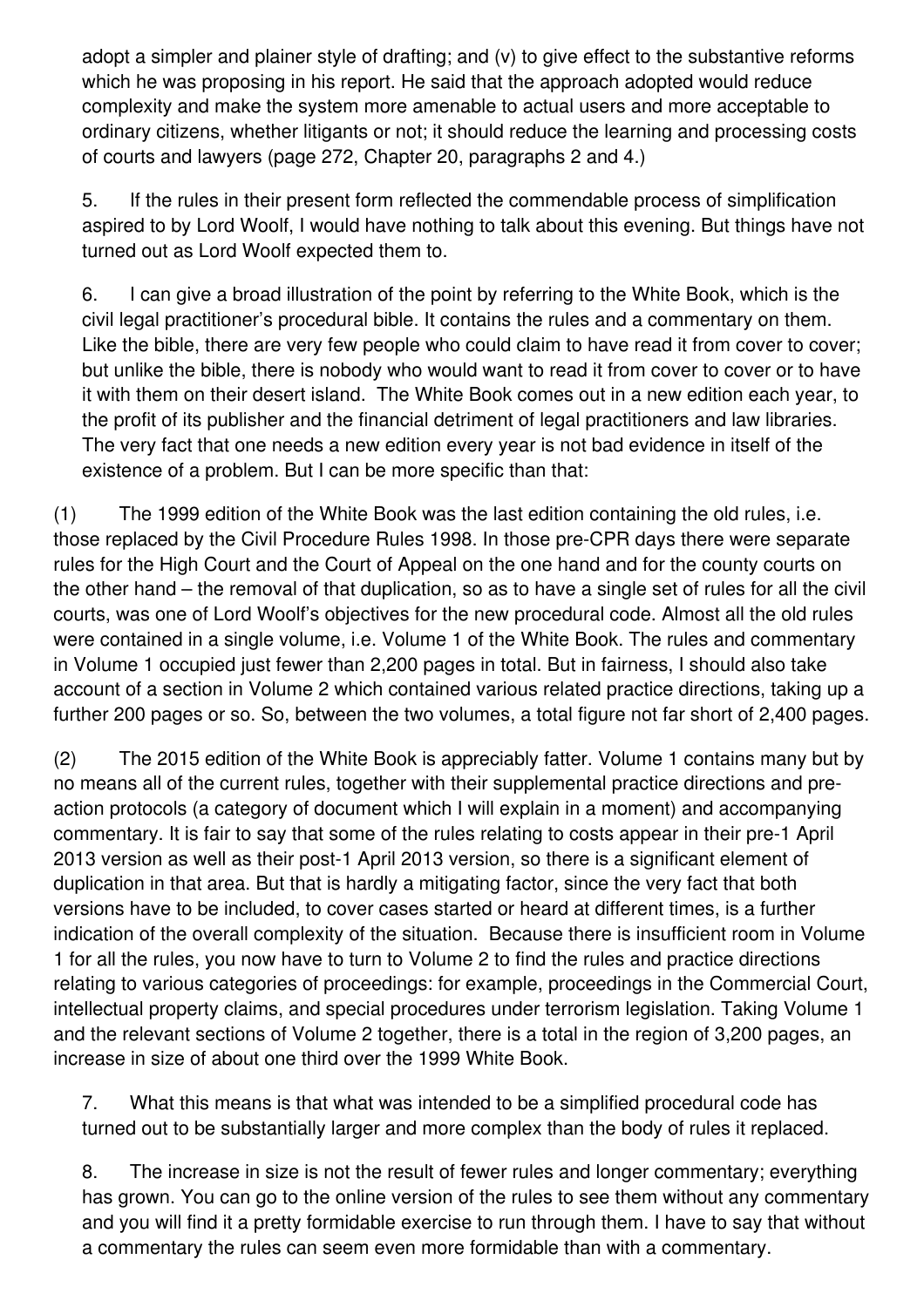adopt a simpler and plainer style of drafting; and (v) to give effect to the substantive reforms which he was proposing in his report. He said that the approach adopted would reduce complexity and make the system more amenable to actual users and more acceptable to ordinary citizens, whether litigants or not; it should reduce the learning and processing costs of courts and lawyers (page 272, Chapter 20, paragraphs 2 and 4.)

5. If the rules in their present form reflected the commendable process of simplification aspired to by Lord Woolf, I would have nothing to talk about this evening. But things have not turned out as Lord Woolf expected them to.

6. I can give a broad illustration of the point by referring to the White Book, which is the civil legal practitioner's procedural bible. It contains the rules and a commentary on them. Like the bible, there are very few people who could claim to have read it from cover to cover; but unlike the bible, there is nobody who would want to read it from cover to cover or to have it with them on their desert island. The White Book comes out in a new edition each year, to the profit of its publisher and the financial detriment of legal practitioners and law libraries. The very fact that one needs a new edition every year is not bad evidence in itself of the existence of a problem. But I can be more specific than that:

(1) The 1999 edition of the White Book was the last edition containing the old rules, i.e. those replaced by the Civil Procedure Rules 1998. In those pre-CPR days there were separate rules for the High Court and the Court of Appeal on the one hand and for the county courts on the other hand – the removal of that duplication, so as to have a single set of rules for all the civil courts, was one of Lord Woolf's objectives for the new procedural code. Almost all the old rules were contained in a single volume, i.e. Volume 1 of the White Book. The rules and commentary in Volume 1 occupied just fewer than 2,200 pages in total. But in fairness, I should also take account of a section in Volume 2 which contained various related practice directions, taking up a further 200 pages or so. So, between the two volumes, a total figure not far short of 2,400 pages.

(2) The 2015 edition of the White Book is appreciably fatter. Volume 1 contains many but by no means all of the current rules, together with their supplemental practice directions and pre-action protocols (a category of document which I will explain in a moment) and accompanying commentary. It is fair to say that some of the rules relating to costs appear in their pre-1 April 2013 version as well as their post-1 April 2013 version, so there is a significant element of duplication in that area. But that is hardly a mitigating factor, since the very fact that both versions have to be included, to cover cases started or heard at different times, is a further indication of the overall complexity of the situation. Because there is insufficient room in Volume 1 for all the rules, you now have to turn to Volume 2 to find the rules and practice directions relating to various categories of proceedings: for example, proceedings in the Commercial Court, intellectual property claims, and special procedures under terrorism legislation. Taking Volume 1 and the relevant sections of Volume 2 together, there is a total in the region of 3,200 pages, an increase in size of about one third over the 1999 White Book.

7. What this means is that what was intended to be a simplified procedural code has turned out to be substantially larger and more complex than the body of rules it replaced.

8. The increase in size is not the result of fewer rules and longer commentary; everything has grown. You can go to the online version of the rules to see them without any commentary and you will find it a pretty formidable exercise to run through them. I have to say that without a commentary the rules can seem even more formidable than with a commentary.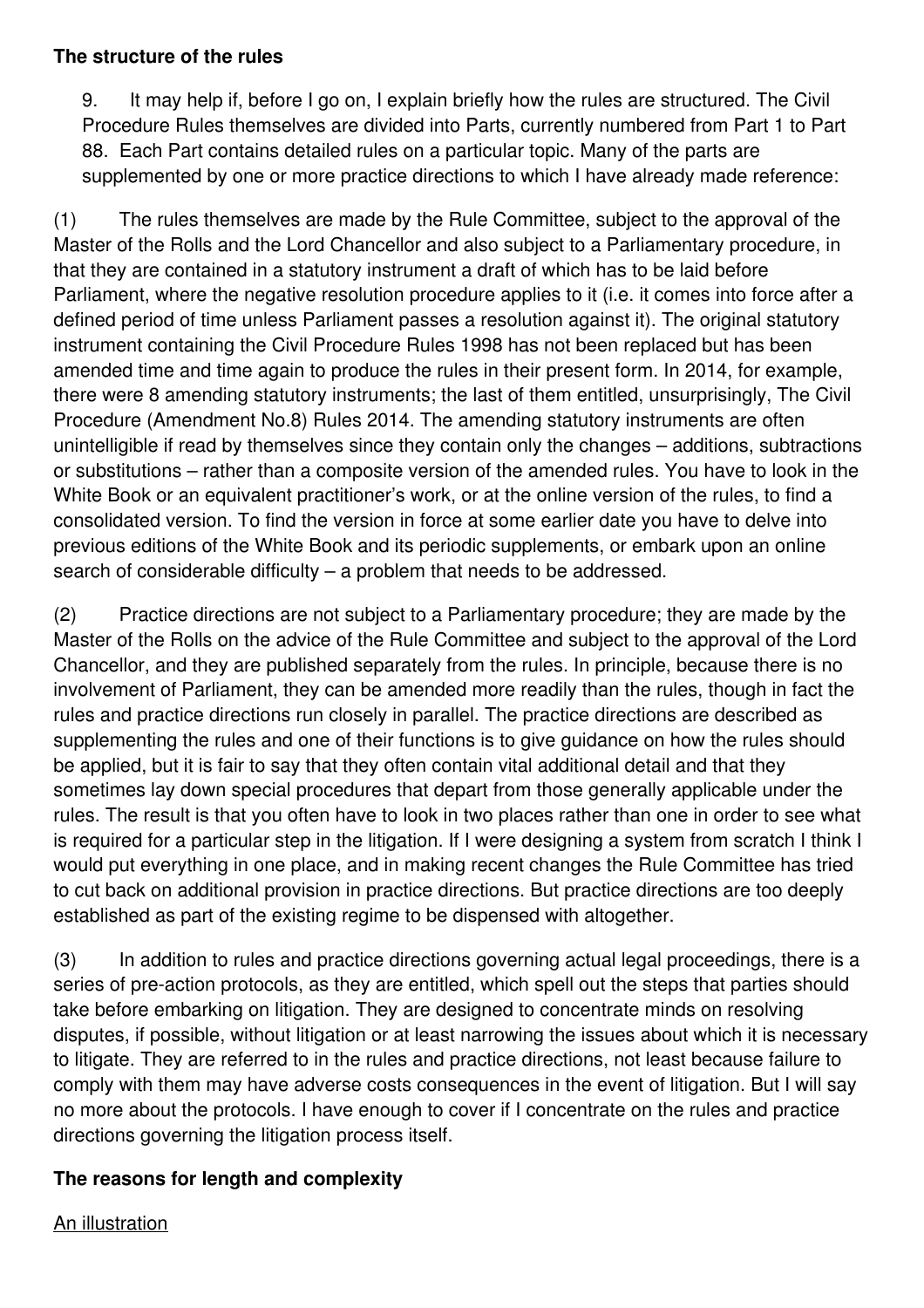**The structure of the rules**

9. It may help if, before I go on, I explain briefly how the rules are structured. The Civil Procedure Rules themselves are divided into Parts, currently numbered from Part 1 to Part 88. Each Part contains detailed rules on a particular topic. Many of the parts are supplemented by one or more practice directions to which I have already made reference:

(1) The rules themselves are made by the Rule Committee, subject to the approval of the Master of the Rolls and the Lord Chancellor and also subject to a Parliamentary procedure, in that they are contained in a statutory instrument a draft of which has to be laid before Parliament, where the negative resolution procedure applies to it (i.e. it comes into force after a defined period of time unless Parliament passes a resolution against it). The original statutory instrument containing the Civil Procedure Rules 1998 has not been replaced but has been amended time and time again to produce the rules in their present form. In 2014, for example, there were 8 amending statutory instruments; the last of them entitled, unsurprisingly, The Civil Procedure (Amendment No.8) Rules 2014. The amending statutory instruments are often unintelligible if read by themselves since they contain only the changes – additions, subtractions or substitutions – rather than a composite version of the amended rules. You have to look in the White Book or an equivalent practitioner's work, or at the online version of the rules, to find a consolidated version. To find the version in force at some earlier date you have to delve into previous editions of the White Book and its periodic supplements, or embark upon an online search of considerable difficulty – a problem that needs to be addressed.

(2) Practice directions are not subject to a Parliamentary procedure; they are made by the Master of the Rolls on the advice of the Rule Committee and subject to the approval of the Lord Chancellor, and they are published separately from the rules. In principle, because there is no involvement of Parliament, they can be amended more readily than the rules, though in fact the rules and practice directions run closely in parallel. The practice directions are described as supplementing the rules and one of their functions is to give guidance on how the rules should be applied, but it is fair to say that they often contain vital additional detail and that they sometimes lay down special procedures that depart from those generally applicable under the rules. The result is that you often have to look in two places rather than one in order to see what is required for a particular step in the litigation. If I were designing a system from scratch I think I would put everything in one place, and in making recent changes the Rule Committee has tried to cut back on additional provision in practice directions. But practice directions are too deeply established as part of the existing regime to be dispensed with altogether.

(3) In addition to rules and practice directions governing actual legal proceedings, there is a series of pre-action protocols, as they are entitled, which spell out the steps that parties should take before embarking on litigation. They are designed to concentrate minds on resolving disputes, if possible, without litigation or at least narrowing the issues about which it is necessary to litigate. They are referred to in the rules and practice directions, not least because failure to comply with them may have adverse costs consequences in the event of litigation. But I will say no more about the protocols. I have enough to cover if I concentrate on the rules and practice directions governing the litigation process itself.

**The reasons for length and complexity**

An illustration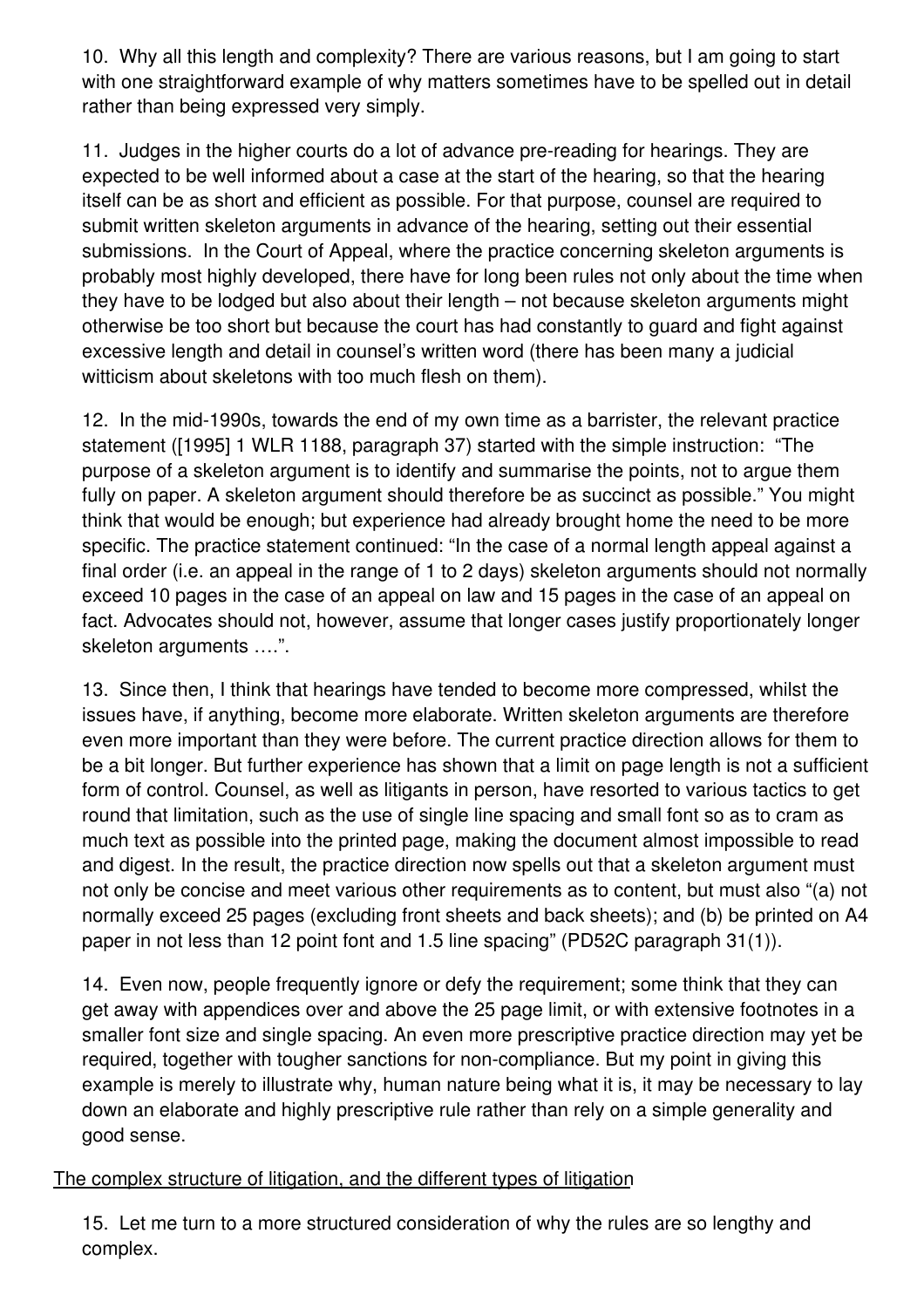10. Why all this length and complexity? There are various reasons, but I am going to start with one straightforward example of why matters sometimes have to be spelled out in detail rather than being expressed very simply.

11. Judges in the higher courts do a lot of advance pre-reading for hearings. They are expected to be well informed about a case at the start of the hearing, so that the hearing itself can be as short and efficient as possible. For that purpose, counsel are required to submit written skeleton arguments in advance of the hearing, setting out their essential submissions. In the Court of Appeal, where the practice concerning skeleton arguments is probably most highly developed, there have for long been rules not only about the time when they have to be lodged but also about their length – not because skeleton arguments might otherwise be too short but because the court has had constantly to guard and fight against excessive length and detail in counsel's written word (there has been many a judicial witticism about skeletons with too much flesh on them).

12. In the mid-1990s, towards the end of my own time as a barrister, the relevant practice statement ([1995] 1 WLR 1188, paragraph 37) started with the simple instruction: "The purpose of a skeleton argument is to identify and summarise the points, not to argue them fully on paper. A skeleton argument should therefore be as succinct as possible." You might think that would be enough; but experience had already brought home the need to be more specific. The practice statement continued: "In the case of a normal length appeal against a final order (i.e. an appeal in the range of 1 to 2 days) skeleton arguments should not normally exceed 10 pages in the case of an appeal on law and 15 pages in the case of an appeal on fact. Advocates should not, however, assume that longer cases justify proportionately longer skeleton arguments ….".

13. Since then, I think that hearings have tended to become more compressed, whilst the issues have, if anything, become more elaborate. Written skeleton arguments are therefore even more important than they were before. The current practice direction allows for them to be a bit longer. But further experience has shown that a limit on page length is not a sufficient form of control. Counsel, as well as litigants in person, have resorted to various tactics to get round that limitation, such as the use of single line spacing and small font so as to cram as much text as possible into the printed page, making the document almost impossible to read and digest. In the result, the practice direction now spells out that a skeleton argument must not only be concise and meet various other requirements as to content, but must also "(a) not normally exceed 25 pages (excluding front sheets and back sheets); and (b) be printed on A4 paper in not less than 12 point font and 1.5 line spacing" (PD52C paragraph 31(1)).

14. Even now, people frequently ignore or defy the requirement; some think that they can get away with appendices over and above the 25 page limit, or with extensive footnotes in a smaller font size and single spacing. An even more prescriptive practice direction may yet be required, together with tougher sanctions for non-compliance. But my point in giving this example is merely to illustrate why, human nature being what it is, it may be necessary to lay down an elaborate and highly prescriptive rule rather than rely on a simple generality and good sense.

<u>The complex structure of litigation, and the different types of litigation</u>

15. Let me turn to a more structured consideration of why the rules are so lengthy and complex.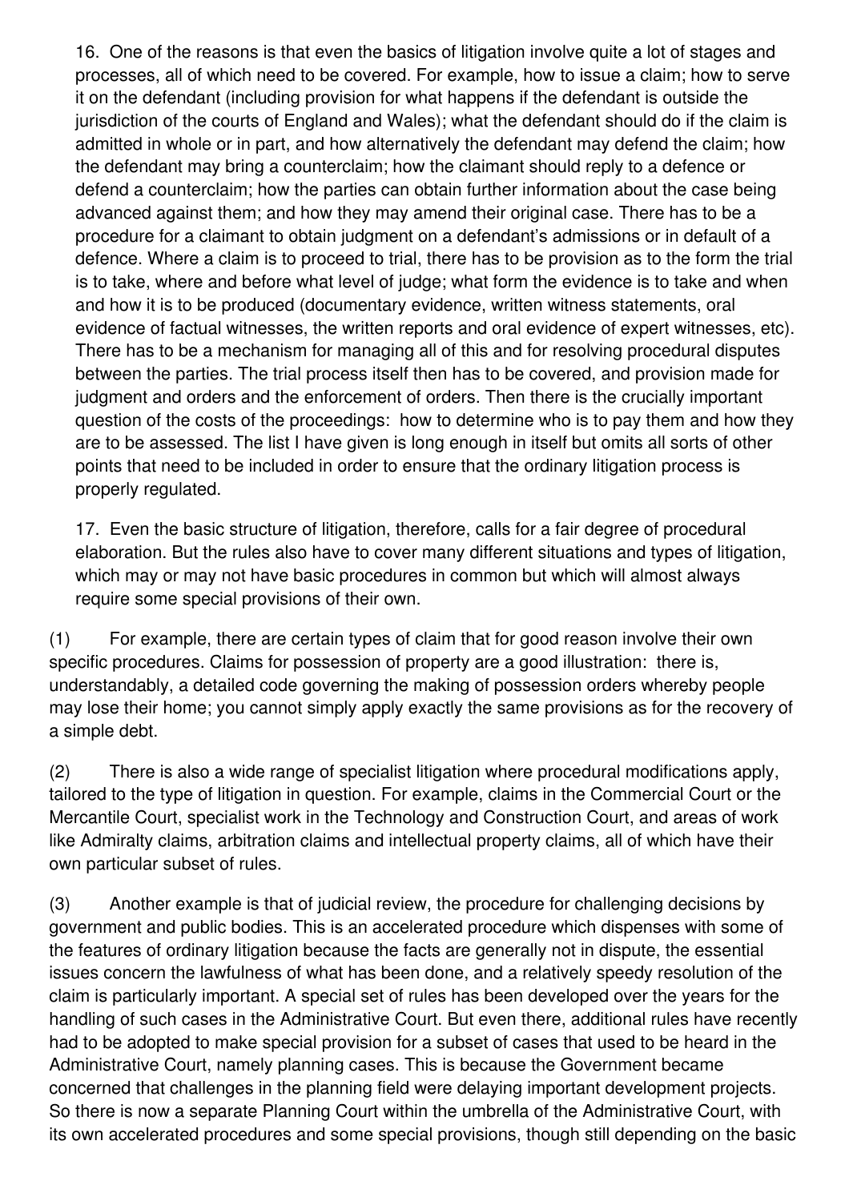16. One of the reasons is that even the basics of litigation involve quite a lot of stages and processes, all of which need to be covered. For example, how to issue a claim; how to serve it on the defendant (including provision for what happens if the defendant is outside the jurisdiction of the courts of England and Wales); what the defendant should do if the claim is admitted in whole or in part, and how alternatively the defendant may defend the claim; how the defendant may bring a counterclaim; how the claimant should reply to a defence or defend a counterclaim; how the parties can obtain further information about the case being advanced against them; and how they may amend their original case. There has to be a procedure for a claimant to obtain judgment on a defendant's admissions or in default of a defence. Where a claim is to proceed to trial, there has to be provision as to the form the trial is to take, where and before what level of judge; what form the evidence is to take and when and how it is to be produced (documentary evidence, written witness statements, oral evidence of factual witnesses, the written reports and oral evidence of expert witnesses, etc). There has to be a mechanism for managing all of this and for resolving procedural disputes between the parties. The trial process itself then has to be covered, and provision made for judgment and orders and the enforcement of orders. Then there is the crucially important question of the costs of the proceedings: how to determine who is to pay them and how they are to be assessed. The list I have given is long enough in itself but omits all sorts of other points that need to be included in order to ensure that the ordinary litigation process is properly regulated.

17. Even the basic structure of litigation, therefore, calls for a fair degree of procedural elaboration. But the rules also have to cover many different situations and types of litigation, which may or may not have basic procedures in common but which will almost always require some special provisions of their own.

(1) For example, there are certain types of claim that for good reason involve their own specific procedures. Claims for possession of property are a good illustration: there is, understandably, a detailed code governing the making of possession orders whereby people may lose their home; you cannot simply apply exactly the same provisions as for the recovery of a simple debt.

(2) There is also a wide range of specialist litigation where procedural modifications apply, tailored to the type of litigation in question. For example, claims in the Commercial Court or the Mercantile Court, specialist work in the Technology and Construction Court, and areas of work like Admiralty claims, arbitration claims and intellectual property claims, all of which have their own particular subset of rules.

(3) Another example is that of judicial review, the procedure for challenging decisions by government and public bodies. This is an accelerated procedure which dispenses with some of the features of ordinary litigation because the facts are generally not in dispute, the essential issues concern the lawfulness of what has been done, and a relatively speedy resolution of the claim is particularly important. A special set of rules has been developed over the years for the handling of such cases in the Administrative Court. But even there, additional rules have recently had to be adopted to make special provision for a subset of cases that used to be heard in the Administrative Court, namely planning cases. This is because the Government became concerned that challenges in the planning field were delaying important development projects. So there is now a separate Planning Court within the umbrella of the Administrative Court, with its own accelerated procedures and some special provisions, though still depending on the basic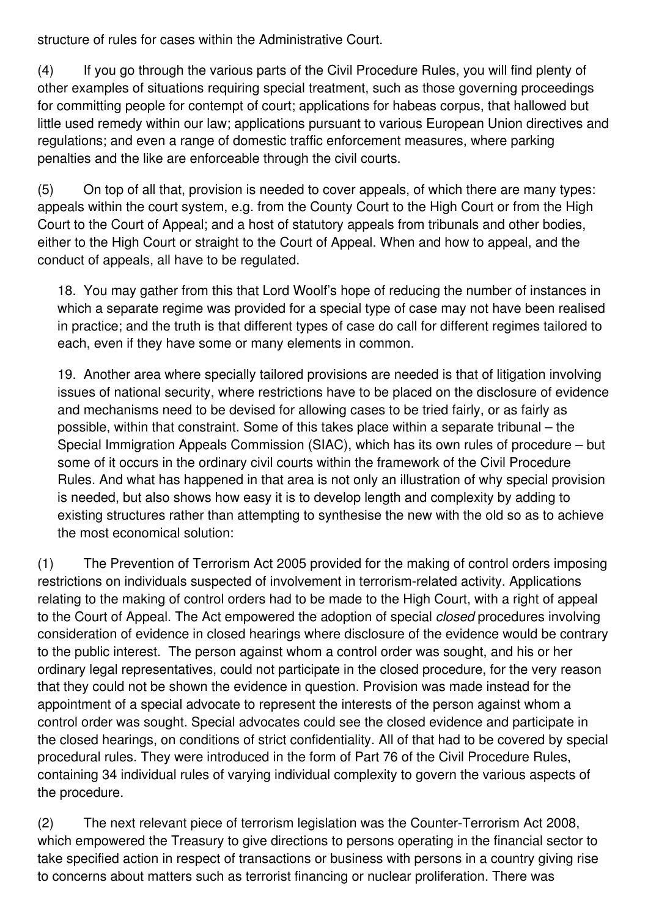structure of rules for cases within the Administrative Court.

(4) If you go through the various parts of the Civil Procedure Rules, you will find plenty of other examples of situations requiring special treatment, such as those governing proceedings for committing people for contempt of court; applications for habeas corpus, that hallowed but little used remedy within our law; applications pursuant to various European Union directives and regulations; and even a range of domestic traffic enforcement measures, where parking penalties and the like are enforceable through the civil courts.

(5) On top of all that, provision is needed to cover appeals, of which there are many types: appeals within the court system, e.g. from the County Court to the High Court or from the High Court to the Court of Appeal; and a host of statutory appeals from tribunals and other bodies, either to the High Court or straight to the Court of Appeal. When and how to appeal, and the conduct of appeals, all have to be regulated.

18. You may gather from this that Lord Woolf's hope of reducing the number of instances in which a separate regime was provided for a special type of case may not have been realised in practice; and the truth is that different types of case do call for different regimes tailored to each, even if they have some or many elements in common.

19. Another area where specially tailored provisions are needed is that of litigation involving issues of national security, where restrictions have to be placed on the disclosure of evidence and mechanisms need to be devised for allowing cases to be tried fairly, or as fairly as possible, within that constraint. Some of this takes place within a separate tribunal – the Special Immigration Appeals Commission (SIAC), which has its own rules of procedure – but some of it occurs in the ordinary civil courts within the framework of the Civil Procedure Rules. And what has happened in that area is not only an illustration of why special provision is needed, but also shows how easy it is to develop length and complexity by adding to existing structures rather than attempting to synthesise the new with the old so as to achieve the most economical solution:

(1) The Prevention of Terrorism Act 2005 provided for the making of control orders imposing restrictions on individuals suspected of involvement in terrorism-related activity. Applications relating to the making of control orders had to be made to the High Court, with a right of appeal to the Court of Appeal. The Act empowered the adoption of special *closed* procedures involving consideration of evidence in closed hearings where disclosure of the evidence would be contrary to the public interest. The person against whom a control order was sought, and his or her ordinary legal representatives, could not participate in the closed procedure, for the very reason that they could not be shown the evidence in question. Provision was made instead for the appointment of a special advocate to represent the interests of the person against whom a control order was sought. Special advocates could see the closed evidence and participate in the closed hearings, on conditions of strict confidentiality. All of that had to be covered by special procedural rules. They were introduced in the form of Part 76 of the Civil Procedure Rules, containing 34 individual rules of varying individual complexity to govern the various aspects of the procedure.

(2) The next relevant piece of terrorism legislation was the Counter-Terrorism Act 2008, which empowered the Treasury to give directions to persons operating in the financial sector to take specified action in respect of transactions or business with persons in a country giving rise to concerns about matters such as terrorist financing or nuclear proliferation. There was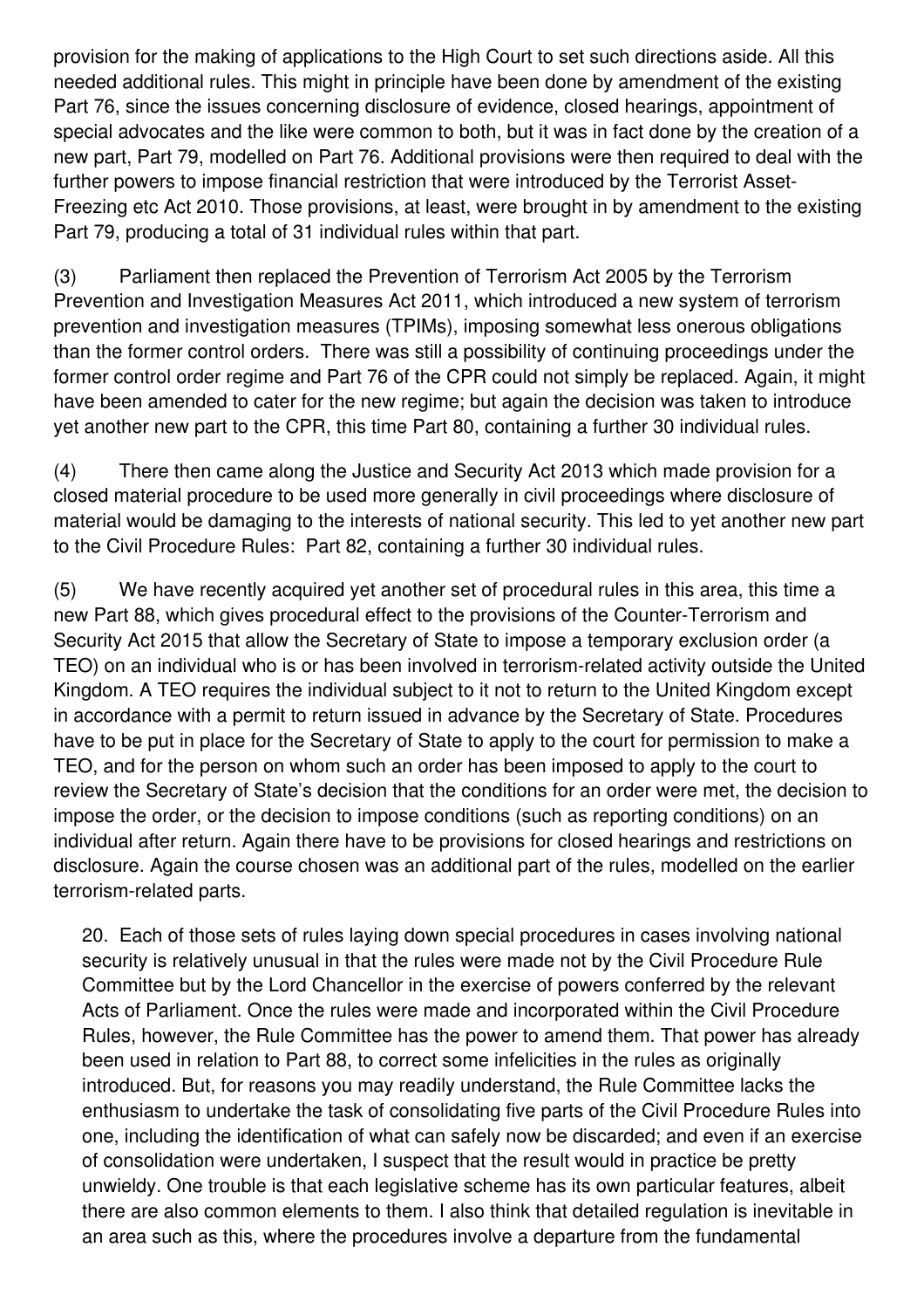provision for the making of applications to the High Court to set such directions aside. All this needed additional rules. This might in principle have been done by amendment of the existing Part 76, since the issues concerning disclosure of evidence, closed hearings, appointment of special advocates and the like were common to both, but it was in fact done by the creation of a new part, Part 79, modelled on Part 76. Additional provisions were then required to deal with the further powers to impose financial restriction that were introduced by the Terrorist Asset-Freezing etc Act 2010. Those provisions, at least, were brought in by amendment to the existing Part 79, producing a total of 31 individual rules within that part.

(3) Parliament then replaced the Prevention of Terrorism Act 2005 by the Terrorism Prevention and Investigation Measures Act 2011, which introduced a new system of terrorism prevention and investigation measures (TPIMs), imposing somewhat less onerous obligations than the former control orders. There was still a possibility of continuing proceedings under the former control order regime and Part 76 of the CPR could not simply be replaced. Again, it might have been amended to cater for the new regime; but again the decision was taken to introduce yet another new part to the CPR, this time Part 80, containing a further 30 individual rules.

(4) There then came along the Justice and Security Act 2013 which made provision for a closed material procedure to be used more generally in civil proceedings where disclosure of material would be damaging to the interests of national security. This led to yet another new part to the Civil Procedure Rules: Part 82, containing a further 30 individual rules.

(5) We have recently acquired yet another set of procedural rules in this area, this time a new Part 88, which gives procedural effect to the provisions of the Counter-Terrorism and Security Act 2015 that allow the Secretary of State to impose a temporary exclusion order (a TEO) on an individual who is or has been involved in terrorism-related activity outside the United Kingdom. A TEO requires the individual subject to it not to return to the United Kingdom except in accordance with a permit to return issued in advance by the Secretary of State. Procedures have to be put in place for the Secretary of State to apply to the court for permission to make a TEO, and for the person on whom such an order has been imposed to apply to the court to review the Secretary of State's decision that the conditions for an order were met, the decision to impose the order, or the decision to impose conditions (such as reporting conditions) on an individual after return. Again there have to be provisions for closed hearings and restrictions on disclosure. Again the course chosen was an additional part of the rules, modelled on the earlier terrorism-related parts.

20. Each of those sets of rules laying down special procedures in cases involving national security is relatively unusual in that the rules were made not by the Civil Procedure Rule Committee but by the Lord Chancellor in the exercise of powers conferred by the relevant Acts of Parliament. Once the rules were made and incorporated within the Civil Procedure Rules, however, the Rule Committee has the power to amend them. That power has already been used in relation to Part 88, to correct some infelicities in the rules as originally introduced. But, for reasons you may readily understand, the Rule Committee lacks the enthusiasm to undertake the task of consolidating five parts of the Civil Procedure Rules into one, including the identification of what can safely now be discarded; and even if an exercise of consolidation were undertaken, I suspect that the result would in practice be pretty unwieldy. One trouble is that each legislative scheme has its own particular features, albeit there are also common elements to them. I also think that detailed regulation is inevitable in an area such as this, where the procedures involve a departure from the fundamental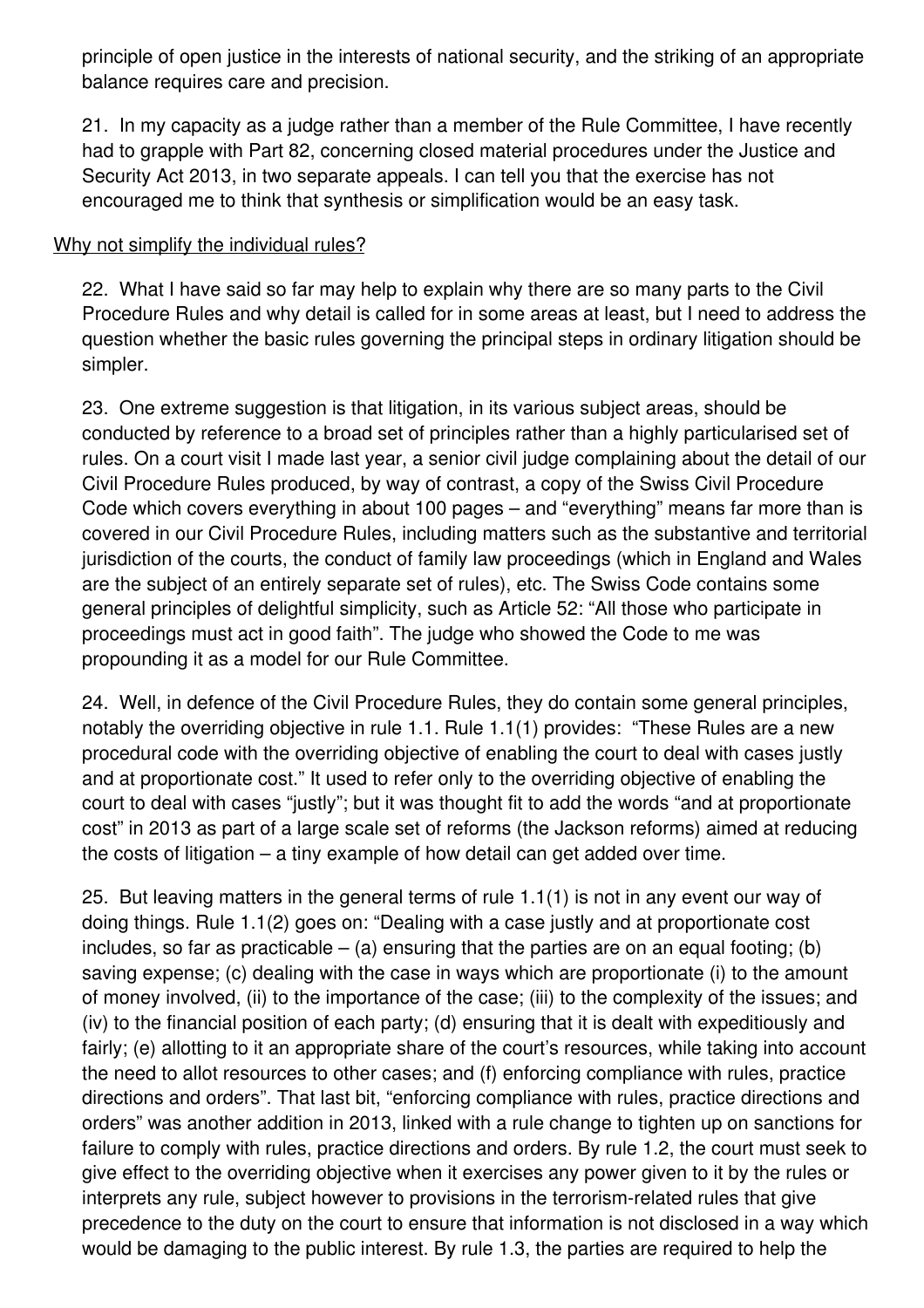principle of open justice in the interests of national security, and the striking of an appropriate balance requires care and precision.

21. In my capacity as a judge rather than a member of the Rule Committee, I have recently had to grapple with Part 82, concerning closed material procedures under the Justice and Security Act 2013, in two separate appeals. I can tell you that the exercise has not encouraged me to think that synthesis or simplification would be an easy task.

Why not simplify the individual rules?

22. What I have said so far may help to explain why there are so many parts to the Civil Procedure Rules and why detail is called for in some areas at least, but I need to address the question whether the basic rules governing the principal steps in ordinary litigation should be simpler.

23. One extreme suggestion is that litigation, in its various subject areas, should be conducted by reference to a broad set of principles rather than a highly particularised set of rules. On a court visit I made last year, a senior civil judge complaining about the detail of our Civil Procedure Rules produced, by way of contrast, a copy of the Swiss Civil Procedure Code which covers everything in about 100 pages – and "everything" means far more than is covered in our Civil Procedure Rules, including matters such as the substantive and territorial jurisdiction of the courts, the conduct of family law proceedings (which in England and Wales are the subject of an entirely separate set of rules), etc. The Swiss Code contains some general principles of delightful simplicity, such as Article 52: "All those who participate in proceedings must act in good faith". The judge who showed the Code to me was propounding it as a model for our Rule Committee.

24. Well, in defence of the Civil Procedure Rules, they do contain some general principles, notably the overriding objective in rule 1.1. Rule 1.1(1) provides: "These Rules are a new procedural code with the overriding objective of enabling the court to deal with cases justly and at proportionate cost." It used to refer only to the overriding objective of enabling the court to deal with cases "justly"; but it was thought fit to add the words "and at proportionate cost" in 2013 as part of a large scale set of reforms (the Jackson reforms) aimed at reducing the costs of litigation – a tiny example of how detail can get added over time.

25. But leaving matters in the general terms of rule 1.1(1) is not in any event our way of doing things. Rule 1.1(2) goes on: "Dealing with a case justly and at proportionate cost includes, so far as practicable – (a) ensuring that the parties are on an equal footing; (b) saving expense; (c) dealing with the case in ways which are proportionate (i) to the amount of money involved, (ii) to the importance of the case; (iii) to the complexity of the issues; and (iv) to the financial position of each party; (d) ensuring that it is dealt with expeditiously and fairly; (e) allotting to it an appropriate share of the court's resources, while taking into account the need to allot resources to other cases; and (f) enforcing compliance with rules, practice directions and orders". That last bit, "enforcing compliance with rules, practice directions and orders" was another addition in 2013, linked with a rule change to tighten up on sanctions for failure to comply with rules, practice directions and orders. By rule 1.2, the court must seek to give effect to the overriding objective when it exercises any power given to it by the rules or interprets any rule, subject however to provisions in the terrorism-related rules that give precedence to the duty on the court to ensure that information is not disclosed in a way which would be damaging to the public interest. By rule 1.3, the parties are required to help the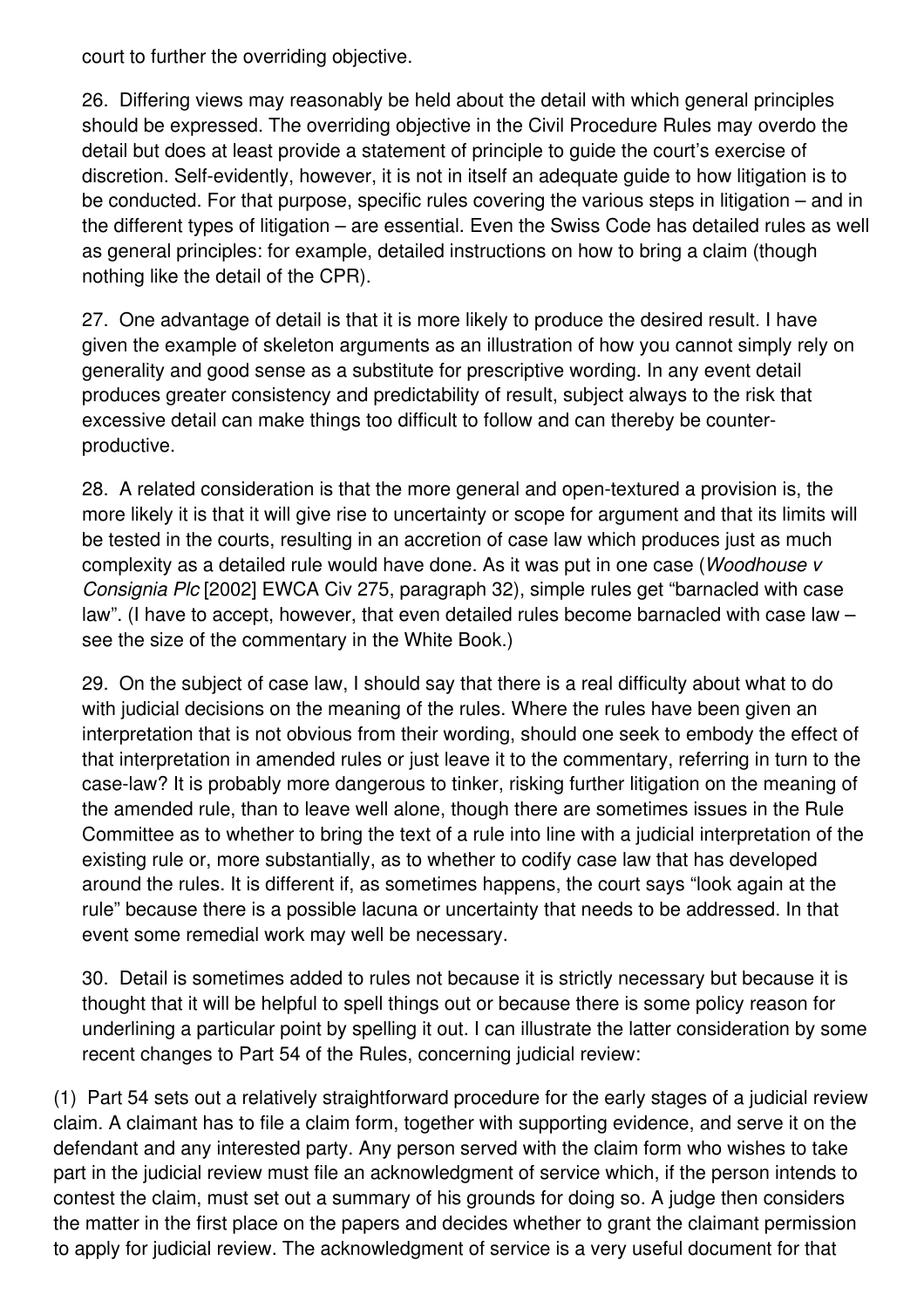court to further the overriding objective.

26. Differing views may reasonably be held about the detail with which general principles should be expressed. The overriding objective in the Civil Procedure Rules may overdo the detail but does at least provide a statement of principle to guide the court's exercise of discretion. Self-evidently, however, it is not in itself an adequate guide to how litigation is to be conducted. For that purpose, specific rules covering the various steps in litigation – and in the different types of litigation – are essential. Even the Swiss Code has detailed rules as well as general principles: for example, detailed instructions on how to bring a claim (though nothing like the detail of the CPR).

27. One advantage of detail is that it is more likely to produce the desired result. I have given the example of skeleton arguments as an illustration of how you cannot simply rely on generality and good sense as a substitute for prescriptive wording. In any event detail produces greater consistency and predictability of result, subject always to the risk that excessive detail can make things too difficult to follow and can thereby be counter-productive.

28. A related consideration is that the more general and open-textured a provision is, the more likely it is that it will give rise to uncertainty or scope for argument and that its limits will be tested in the courts, resulting in an accretion of case law which produces just as much complexity as a detailed rule would have done. As it was put in one case (*Woodhouse v Consignia Plc* [2002] EWCA Civ 275, paragraph 32), simple rules get "barnacled with case law". (I have to accept, however, that even detailed rules become barnacled with case law – see the size of the commentary in the White Book.)

29. On the subject of case law, I should say that there is a real difficulty about what to do with judicial decisions on the meaning of the rules. Where the rules have been given an interpretation that is not obvious from their wording, should one seek to embody the effect of that interpretation in amended rules or just leave it to the commentary, referring in turn to the case-law? It is probably more dangerous to tinker, risking further litigation on the meaning of the amended rule, than to leave well alone, though there are sometimes issues in the Rule Committee as to whether to bring the text of a rule into line with a judicial interpretation of the existing rule or, more substantially, as to whether to codify case law that has developed around the rules. It is different if, as sometimes happens, the court says "look again at the rule" because there is a possible lacuna or uncertainty that needs to be addressed. In that event some remedial work may well be necessary.

30. Detail is sometimes added to rules not because it is strictly necessary but because it is thought that it will be helpful to spell things out or because there is some policy reason for underlining a particular point by spelling it out. I can illustrate the latter consideration by some recent changes to Part 54 of the Rules, concerning judicial review:

(1) Part 54 sets out a relatively straightforward procedure for the early stages of a judicial review claim. A claimant has to file a claim form, together with supporting evidence, and serve it on the defendant and any interested party. Any person served with the claim form who wishes to take part in the judicial review must file an acknowledgment of service which, if the person intends to contest the claim, must set out a summary of his grounds for doing so. A judge then considers the matter in the first place on the papers and decides whether to grant the claimant permission to apply for judicial review. The acknowledgment of service is a very useful document for that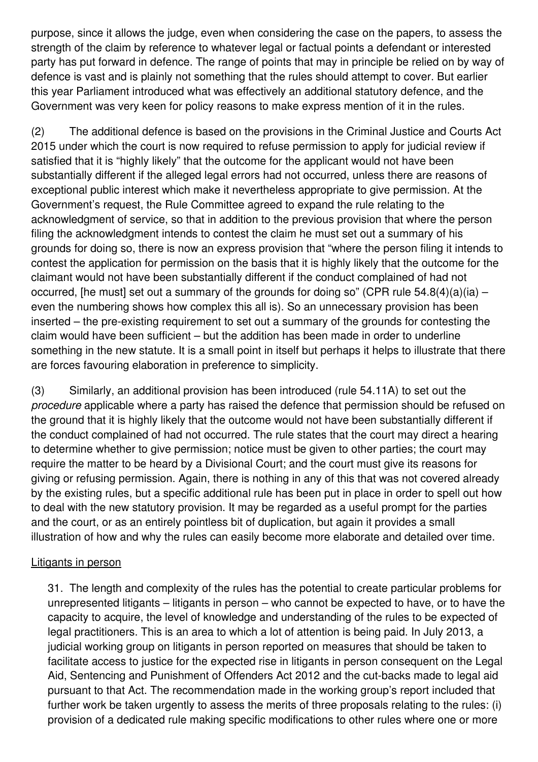purpose, since it allows the judge, even when considering the case on the papers, to assess the strength of the claim by reference to whatever legal or factual points a defendant or interested party has put forward in defence. The range of points that may in principle be relied on by way of defence is vast and is plainly not something that the rules should attempt to cover. But earlier this year Parliament introduced what was effectively an additional statutory defence, and the Government was very keen for policy reasons to make express mention of it in the rules.

(2) The additional defence is based on the provisions in the Criminal Justice and Courts Act 2015 under which the court is now required to refuse permission to apply for judicial review if satisfied that it is "highly likely" that the outcome for the applicant would not have been substantially different if the alleged legal errors had not occurred, unless there are reasons of exceptional public interest which make it nevertheless appropriate to give permission. At the Government's request, the Rule Committee agreed to expand the rule relating to the acknowledgment of service, so that in addition to the previous provision that where the person filing the acknowledgment intends to contest the claim he must set out a summary of his grounds for doing so, there is now an express provision that "where the person filing it intends to contest the application for permission on the basis that it is highly likely that the outcome for the claimant would not have been substantially different if the conduct complained of had not occurred, [he must] set out a summary of the grounds for doing so" (CPR rule 54.8(4)(a)(ia) – even the numbering shows how complex this all is). So an unnecessary provision has been inserted – the pre-existing requirement to set out a summary of the grounds for contesting the claim would have been sufficient – but the addition has been made in order to underline something in the new statute. It is a small point in itself but perhaps it helps to illustrate that there are forces favouring elaboration in preference to simplicity.

(3) Similarly, an additional provision has been introduced (rule 54.11A) to set out the *procedure* applicable where a party has raised the defence that permission should be refused on the ground that it is highly likely that the outcome would not have been substantially different if the conduct complained of had not occurred. The rule states that the court may direct a hearing to determine whether to give permission; notice must be given to other parties; the court may require the matter to be heard by a Divisional Court; and the court must give its reasons for giving or refusing permission. Again, there is nothing in any of this that was not covered already by the existing rules, but a specific additional rule has been put in place in order to spell out how to deal with the new statutory provision. It may be regarded as a useful prompt for the parties and the court, or as an entirely pointless bit of duplication, but again it provides a small illustration of how and why the rules can easily become more elaborate and detailed over time.

<u>Litigants in person</u>

31. The length and complexity of the rules has the potential to create particular problems for unrepresented litigants – litigants in person – who cannot be expected to have, or to have the capacity to acquire, the level of knowledge and understanding of the rules to be expected of legal practitioners. This is an area to which a lot of attention is being paid. In July 2013, a judicial working group on litigants in person reported on measures that should be taken to facilitate access to justice for the expected rise in litigants in person consequent on the Legal Aid, Sentencing and Punishment of Offenders Act 2012 and the cut-backs made to legal aid pursuant to that Act. The recommendation made in the working group's report included that further work be taken urgently to assess the merits of three proposals relating to the rules: (i) provision of a dedicated rule making specific modifications to other rules where one or more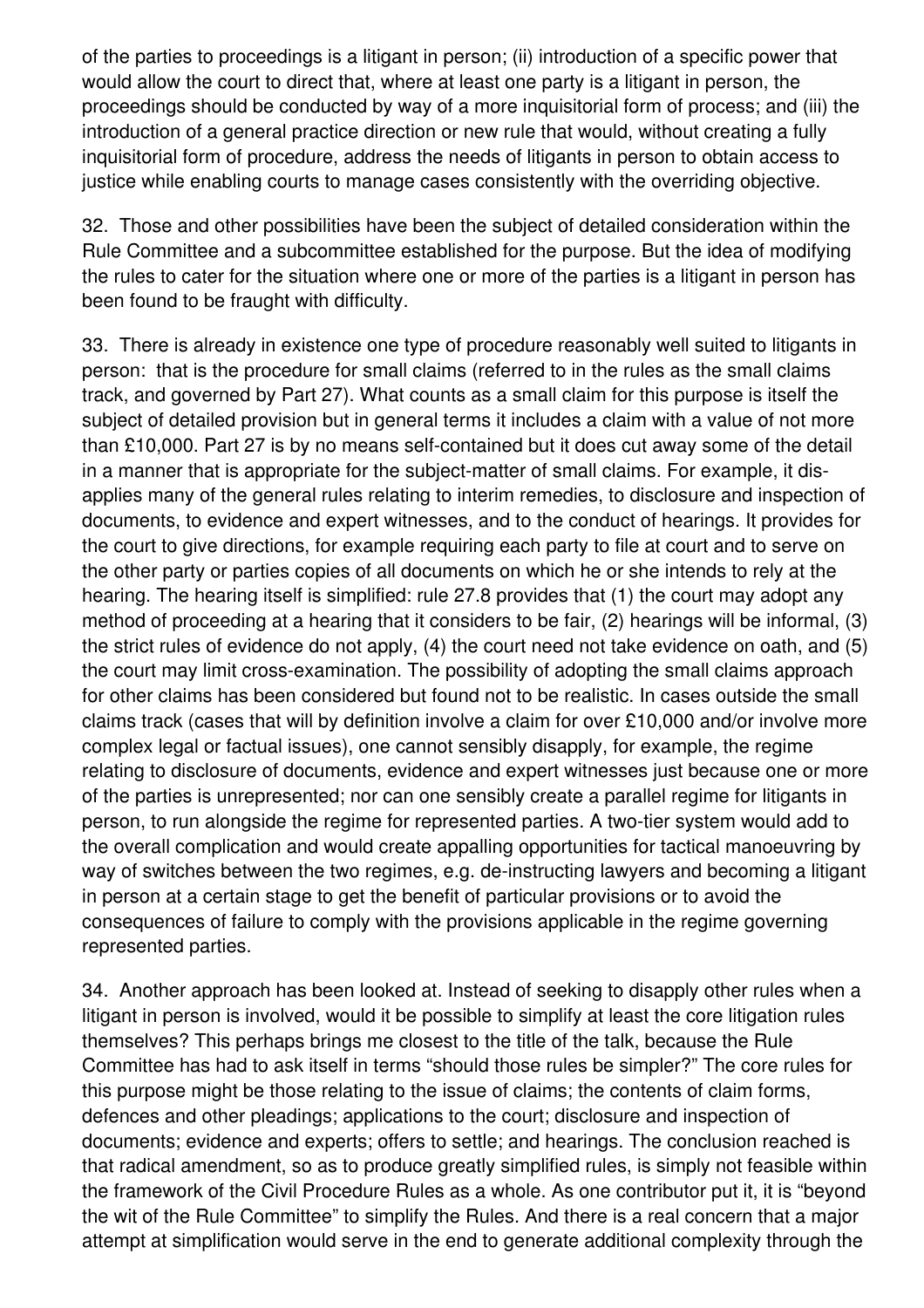of the parties to proceedings is a litigant in person; (ii) introduction of a specific power that would allow the court to direct that, where at least one party is a litigant in person, the proceedings should be conducted by way of a more inquisitorial form of process; and (iii) the introduction of a general practice direction or new rule that would, without creating a fully inquisitorial form of procedure, address the needs of litigants in person to obtain access to justice while enabling courts to manage cases consistently with the overriding objective.

32. Those and other possibilities have been the subject of detailed consideration within the Rule Committee and a subcommittee established for the purpose. But the idea of modifying the rules to cater for the situation where one or more of the parties is a litigant in person has been found to be fraught with difficulty.

33. There is already in existence one type of procedure reasonably well suited to litigants in person: that is the procedure for small claims (referred to in the rules as the small claims track, and governed by Part 27). What counts as a small claim for this purpose is itself the subject of detailed provision but in general terms it includes a claim with a value of not more than £10,000. Part 27 is by no means self-contained but it does cut away some of the detail in a manner that is appropriate for the subject-matter of small claims. For example, it disapplies many of the general rules relating to interim remedies, to disclosure and inspection of documents, to evidence and expert witnesses, and to the conduct of hearings. It provides for the court to give directions, for example requiring each party to file at court and to serve on the other party or parties copies of all documents on which he or she intends to rely at the hearing. The hearing itself is simplified: rule 27.8 provides that (1) the court may adopt any method of proceeding at a hearing that it considers to be fair, (2) hearings will be informal, (3) the strict rules of evidence do not apply, (4) the court need not take evidence on oath, and (5) the court may limit cross-examination. The possibility of adopting the small claims approach for other claims has been considered but found not to be realistic. In cases outside the small claims track (cases that will by definition involve a claim for over £10,000 and/or involve more complex legal or factual issues), one cannot sensibly disapply, for example, the regime relating to disclosure of documents, evidence and expert witnesses just because one or more of the parties is unrepresented; nor can one sensibly create a parallel regime for litigants in person, to run alongside the regime for represented parties. A two-tier system would add to the overall complication and would create appalling opportunities for tactical manoeuvring by way of switches between the two regimes, e.g. de-instructing lawyers and becoming a litigant in person at a certain stage to get the benefit of particular provisions or to avoid the consequences of failure to comply with the provisions applicable in the regime governing represented parties.

34. Another approach has been looked at. Instead of seeking to disapply other rules when a litigant in person is involved, would it be possible to simplify at least the core litigation rules themselves? This perhaps brings me closest to the title of the talk, because the Rule Committee has had to ask itself in terms "should those rules be simpler?" The core rules for this purpose might be those relating to the issue of claims; the contents of claim forms, defences and other pleadings; applications to the court; disclosure and inspection of documents; evidence and experts; offers to settle; and hearings. The conclusion reached is that radical amendment, so as to produce greatly simplified rules, is simply not feasible within the framework of the Civil Procedure Rules as a whole. As one contributor put it, it is "beyond the wit of the Rule Committee" to simplify the Rules. And there is a real concern that a major attempt at simplification would serve in the end to generate additional complexity through the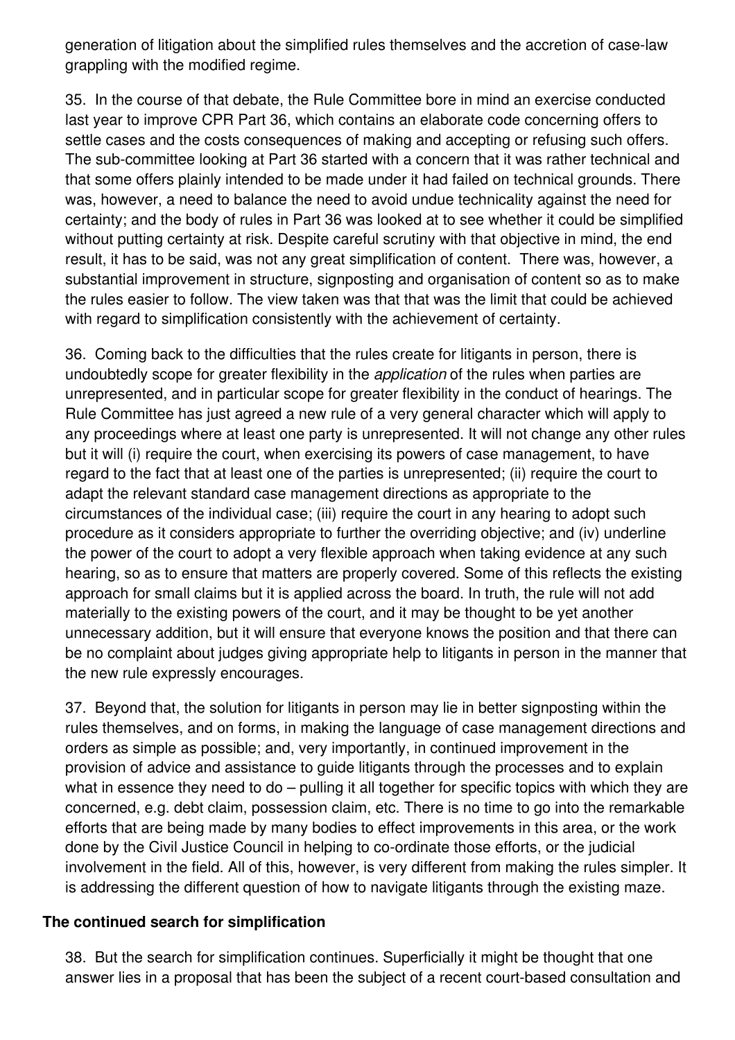generation of litigation about the simplified rules themselves and the accretion of case-law grappling with the modified regime.

35. In the course of that debate, the Rule Committee bore in mind an exercise conducted last year to improve CPR Part 36, which contains an elaborate code concerning offers to settle cases and the costs consequences of making and accepting or refusing such offers. The sub-committee looking at Part 36 started with a concern that it was rather technical and that some offers plainly intended to be made under it had failed on technical grounds. There was, however, a need to balance the need to avoid undue technicality against the need for certainty; and the body of rules in Part 36 was looked at to see whether it could be simplified without putting certainty at risk. Despite careful scrutiny with that objective in mind, the end result, it has to be said, was not any great simplification of content. There was, however, a substantial improvement in structure, signposting and organisation of content so as to make the rules easier to follow. The view taken was that that was the limit that could be achieved with regard to simplification consistently with the achievement of certainty.

36. Coming back to the difficulties that the rules create for litigants in person, there is undoubtedly scope for greater flexibility in the *application* of the rules when parties are unrepresented, and in particular scope for greater flexibility in the conduct of hearings. The Rule Committee has just agreed a new rule of a very general character which will apply to any proceedings where at least one party is unrepresented. It will not change any other rules but it will (i) require the court, when exercising its powers of case management, to have regard to the fact that at least one of the parties is unrepresented; (ii) require the court to adapt the relevant standard case management directions as appropriate to the circumstances of the individual case; (iii) require the court in any hearing to adopt such procedure as it considers appropriate to further the overriding objective; and (iv) underline the power of the court to adopt a very flexible approach when taking evidence at any such hearing, so as to ensure that matters are properly covered. Some of this reflects the existing approach for small claims but it is applied across the board. In truth, the rule will not add materially to the existing powers of the court, and it may be thought to be yet another unnecessary addition, but it will ensure that everyone knows the position and that there can be no complaint about judges giving appropriate help to litigants in person in the manner that the new rule expressly encourages.

37. Beyond that, the solution for litigants in person may lie in better signposting within the rules themselves, and on forms, in making the language of case management directions and orders as simple as possible; and, very importantly, in continued improvement in the provision of advice and assistance to guide litigants through the processes and to explain what in essence they need to do – pulling it all together for specific topics with which they are concerned, e.g. debt claim, possession claim, etc. There is no time to go into the remarkable efforts that are being made by many bodies to effect improvements in this area, or the work done by the Civil Justice Council in helping to co-ordinate those efforts, or the judicial involvement in the field. All of this, however, is very different from making the rules simpler. It is addressing the different question of how to navigate litigants through the existing maze.

## The continued search for simplification

38. But the search for simplification continues. Superficially it might be thought that one answer lies in a proposal that has been the subject of a recent court-based consultation and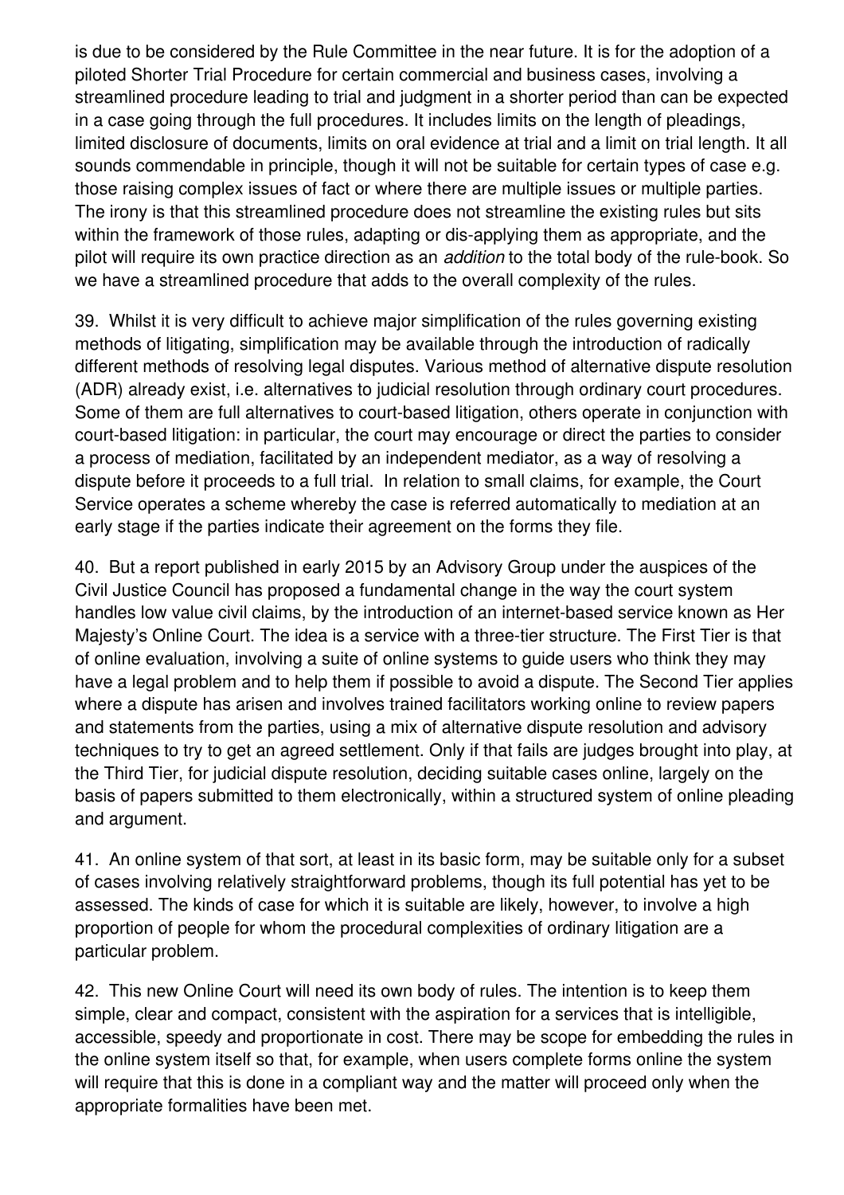is due to be considered by the Rule Committee in the near future. It is for the adoption of a piloted Shorter Trial Procedure for certain commercial and business cases, involving a streamlined procedure leading to trial and judgment in a shorter period than can be expected in a case going through the full procedures. It includes limits on the length of pleadings, limited disclosure of documents, limits on oral evidence at trial and a limit on trial length. It all sounds commendable in principle, though it will not be suitable for certain types of case e.g. those raising complex issues of fact or where there are multiple issues or multiple parties. The irony is that this streamlined procedure does not streamline the existing rules but sits within the framework of those rules, adapting or dis-applying them as appropriate, and the pilot will require its own practice direction as an *addition* to the total body of the rule-book. So we have a streamlined procedure that adds to the overall complexity of the rules.

39. Whilst it is very difficult to achieve major simplification of the rules governing existing methods of litigating, simplification may be available through the introduction of radically different methods of resolving legal disputes. Various method of alternative dispute resolution (ADR) already exist, i.e. alternatives to judicial resolution through ordinary court procedures. Some of them are full alternatives to court-based litigation, others operate in conjunction with court-based litigation: in particular, the court may encourage or direct the parties to consider a process of mediation, facilitated by an independent mediator, as a way of resolving a dispute before it proceeds to a full trial. In relation to small claims, for example, the Court Service operates a scheme whereby the case is referred automatically to mediation at an early stage if the parties indicate their agreement on the forms they file.

40. But a report published in early 2015 by an Advisory Group under the auspices of the Civil Justice Council has proposed a fundamental change in the way the court system handles low value civil claims, by the introduction of an internet-based service known as Her Majesty's Online Court. The idea is a service with a three-tier structure. The First Tier is that of online evaluation, involving a suite of online systems to guide users who think they may have a legal problem and to help them if possible to avoid a dispute. The Second Tier applies where a dispute has arisen and involves trained facilitators working online to review papers and statements from the parties, using a mix of alternative dispute resolution and advisory techniques to try to get an agreed settlement. Only if that fails are judges brought into play, at the Third Tier, for judicial dispute resolution, deciding suitable cases online, largely on the basis of papers submitted to them electronically, within a structured system of online pleading and argument.

41. An online system of that sort, at least in its basic form, may be suitable only for a subset of cases involving relatively straightforward problems, though its full potential has yet to be assessed. The kinds of case for which it is suitable are likely, however, to involve a high proportion of people for whom the procedural complexities of ordinary litigation are a particular problem.

42. This new Online Court will need its own body of rules. The intention is to keep them simple, clear and compact, consistent with the aspiration for a services that is intelligible, accessible, speedy and proportionate in cost. There may be scope for embedding the rules in the online system itself so that, for example, when users complete forms online the system will require that this is done in a compliant way and the matter will proceed only when the appropriate formalities have been met.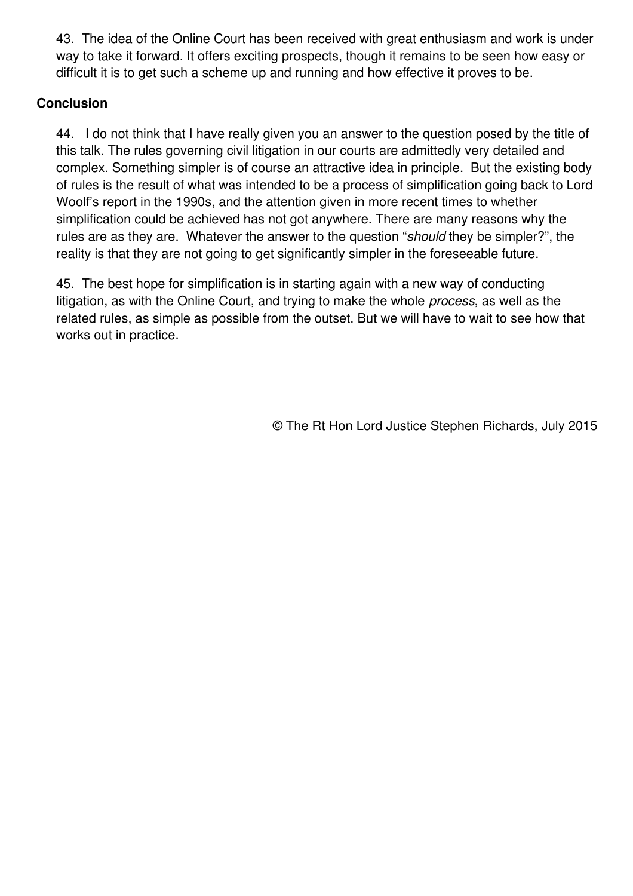43. The idea of the Online Court has been received with great enthusiasm and work is under way to take it forward. It offers exciting prospects, though it remains to be seen how easy or difficult it is to get such a scheme up and running and how effective it proves to be.

**Conclusion**

44. I do not think that I have really given you an answer to the question posed by the title of this talk. The rules governing civil litigation in our courts are admittedly very detailed and complex. Something simpler is of course an attractive idea in principle. But the existing body of rules is the result of what was intended to be a process of simplification going back to Lord Woolf's report in the 1990s, and the attention given in more recent times to whether simplification could be achieved has not got anywhere. There are many reasons why the rules are as they are. Whatever the answer to the question "*should* they be simpler?", the reality is that they are not going to get significantly simpler in the foreseeable future.

45. The best hope for simplification is in starting again with a new way of conducting litigation, as with the Online Court, and trying to make the whole *process*, as well as the related rules, as simple as possible from the outset. But we will have to wait to see how that works out in practice.

© The Rt Hon Lord Justice Stephen Richards, July 2015